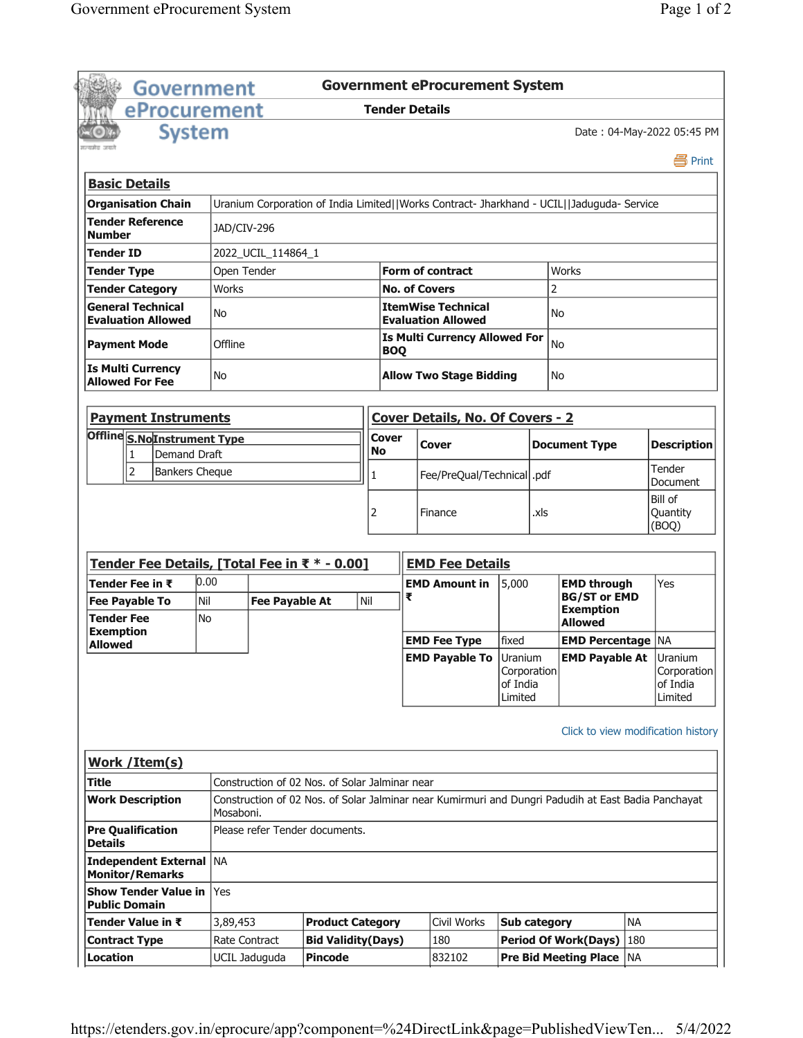# Government eProcurement System

## Tender Details

Date : 04-May-2022 05:45 PM

Print

### Basic Details

| | | | |
|---|---|---|---|
| **Organisation Chain** | Uranium Corporation of India Limited\|\|Works Contract- Jharkhand - UCIL\|\|Jaduguda- Service | | |
| **Tender Reference Number** | JAD/CIV-296 | | |
| **Tender ID** | 2022_UCIL_114864_1 | | |
| **Tender Type** | Open Tender | **Form of contract** | Works |
| **Tender Category** | Works | **No. of Covers** | 2 |
| **General Technical Evaluation Allowed** | No | **ItemWise Technical Evaluation Allowed** | No |
| **Payment Mode** | Offline | **Is Multi Currency Allowed For BOQ** | No |
| **Is Multi Currency Allowed For Fee** | No | **Allow Two Stage Bidding** | No |

### Payment Instruments

| | S.No | Instrument Type |
|---|---|---|
| **Offline** | 1 | Demand Draft |
| | 2 | Bankers Cheque |

### Cover Details, No. Of Covers - 2

| Cover No | Cover | Document Type | Description |
|---|---|---|---|
| 1 | Fee/PreQual/Technical | .pdf | Tender Document |
| 2 | Finance | .xls | Bill of Quantity (BOQ) |

### Tender Fee Details, [Total Fee in ₹ * - 0.00]

| | | | |
|---|---|---|---|
| **Tender Fee in ₹** | 0.00 | | |
| **Fee Payable To** | Nil | **Fee Payable At** | Nil |
| **Tender Fee Exemption Allowed** | No | | |

### EMD Fee Details

| | | | |
|---|---|---|---|
| **EMD Amount in ₹** | 5,000 | **EMD through BG/ST or EMD Exemption Allowed** | Yes |
| **EMD Fee Type** | fixed | **EMD Percentage** | NA |
| **EMD Payable To** | Uranium Corporation of India Limited | **EMD Payable At** | Uranium Corporation of India Limited |

Click to view modification history

### Work /Item(s)

| | | | | | |
|---|---|---|---|---|---|
| **Title** | Construction of 02 Nos. of Solar Jalminar near | | | | |
| **Work Description** | Construction of 02 Nos. of Solar Jalminar near Kumirmuri and Dungri Padudih at East Badia Panchayat Mosaboni. | | | | |
| **Pre Qualification Details** | Please refer Tender documents. | | | | |
| **Independent External Monitor/Remarks** | NA | | | | |
| **Show Tender Value in Public Domain** | Yes | | | | |
| **Tender Value in ₹** | 3,89,453 | **Product Category** | Civil Works | **Sub category** | NA |
| **Contract Type** | Rate Contract | **Bid Validity(Days)** | 180 | **Period Of Work(Days)** | 180 |
| **Location** | UCIL Jaduguda | **Pincode** | 832102 | **Pre Bid Meeting Place** | NA |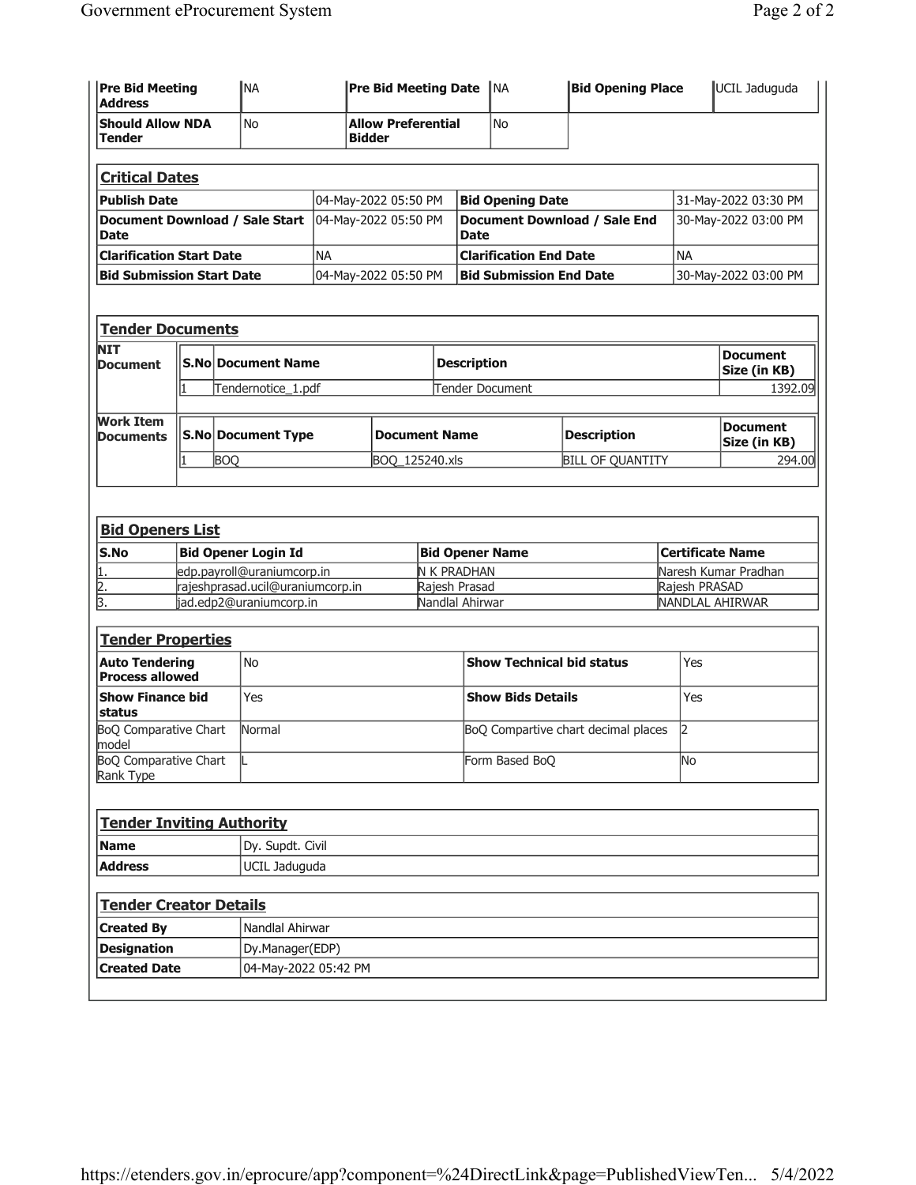| | | | | | |
|---|---|---|---|---|---|
| **Pre Bid Meeting Address** | NA | **Pre Bid Meeting Date** | NA | **Bid Opening Place** | UCIL Jaduguda |
| **Should Allow NDA Tender** | No | **Allow Preferential Bidder** | No | | |

## Critical Dates

| | | | |
|---|---|---|---|
| **Publish Date** | 04-May-2022 05:50 PM | **Bid Opening Date** | 31-May-2022 03:30 PM |
| **Document Download / Sale Start Date** | 04-May-2022 05:50 PM | **Document Download / Sale End Date** | 30-May-2022 03:00 PM |
| **Clarification Start Date** | NA | **Clarification End Date** | NA |
| **Bid Submission Start Date** | 04-May-2022 05:50 PM | **Bid Submission End Date** | 30-May-2022 03:00 PM |

## Tender Documents

**NIT Document**

| S.No | Document Name | Description | Document Size (in KB) |
|---|---|---|---|
| 1 | Tendernotice_1.pdf | Tender Document | 1392.09 |

**Work Item Documents**

| S.No | Document Type | Document Name | Description | Document Size (in KB) |
|---|---|---|---|---|
| 1 | BOQ | BOQ_125240.xls | BILL OF QUANTITY | 294.00 |

## Bid Openers List

| S.No | Bid Opener Login Id | Bid Opener Name | Certificate Name |
|---|---|---|---|
| 1. | edp.payroll@uraniumcorp.in | N K PRADHAN | Naresh Kumar Pradhan |
| 2. | rajeshprasad.ucil@uraniumcorp.in | Rajesh Prasad | Rajesh PRASAD |
| 3. | jad.edp2@uraniumcorp.in | Nandlal Ahirwar | NANDLAL AHIRWAR |

## Tender Properties

| | | | |
|---|---|---|---|
| **Auto Tendering Process allowed** | No | **Show Technical bid status** | Yes |
| **Show Finance bid status** | Yes | **Show Bids Details** | Yes |
| BoQ Comparative Chart model | Normal | BoQ Compartive chart decimal places | 2 |
| BoQ Comparative Chart Rank Type | L | Form Based BoQ | No |

## Tender Inviting Authority

| | |
|---|---|
| **Name** | Dy. Supdt. Civil |
| **Address** | UCIL Jaduguda |

## Tender Creator Details

| | |
|---|---|
| **Created By** | Nandlal Ahirwar |
| **Designation** | Dy.Manager(EDP) |
| **Created Date** | 04-May-2022 05:42 PM |